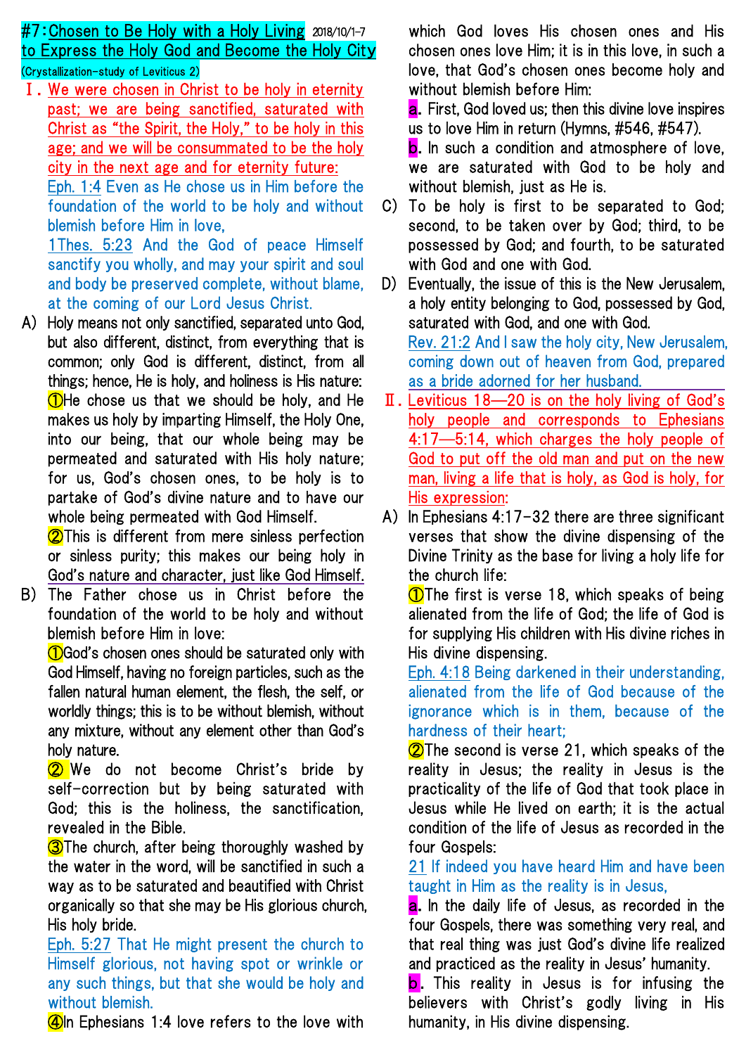# #7: Chosen to Be Holy with a Holy Living to Express the Holy God and Become the Holy City

2018/10/1-7

(Crystallization-study of Leviticus 2)

## Ⅰ. We were chosen in Christ to be holy in eternity past; we are being sanctified, saturated with Christ as "the Spirit, the Holy," to be holy in this age; and we will be consummated to be the holy city in the next age and for eternity future:

Eph. 1:4 Even as He chose us in Him before the foundation of the world to be holy and without blemish before Him in love,

1Thes. 5:23 And the God of peace Himself sanctify you wholly, and may your spirit and soul and body be preserved complete, without blame, at the coming of our Lord Jesus Christ.

A) Holy means not only sanctified, separated unto God, but also different, distinct, from everything that is common; only God is different, distinct, from all things; hence, He is holy, and holiness is His nature:

①He chose us that we should be holy, and He makes us holy by imparting Himself, the Holy One, into our being, that our whole being may be permeated and saturated with His holy nature; for us, God's chosen ones, to be holy is to partake of God's divine nature and to have our whole being permeated with God Himself.

②This is different from mere sinless perfection or sinless purity; this makes our being holy in God's nature and character, just like God Himself.

B) The Father chose us in Christ before the foundation of the world to be holy and without blemish before Him in love:

①God's chosen ones should be saturated only with God Himself, having no foreign particles, such as the fallen natural human element, the flesh, the self, or worldly things; this is to be without blemish, without any mixture, without any element other than God's holy nature.

② We do not become Christ's bride by self-correction but by being saturated with God; this is the holiness, the sanctification, revealed in the Bible.

③The church, after being thoroughly washed by the water in the word, will be sanctified in such a way as to be saturated and beautified with Christ organically so that she may be His glorious church, His holy bride.

Eph. 5:27 That He might present the church to Himself glorious, not having spot or wrinkle or any such things, but that she would be holy and without blemish.

④In Ephesians 1:4 love refers to the love with which God loves His chosen ones and His chosen ones love Him; it is in this love, in such a love, that God's chosen ones become holy and without blemish before Him:

a. First, God loved us; then this divine love inspires us to love Him in return (Hymns, #546, #547).

b. In such a condition and atmosphere of love, we are saturated with God to be holy and without blemish, just as He is.

C) To be holy is first to be separated to God; second, to be taken over by God; third, to be possessed by God; and fourth, to be saturated with God and one with God.

D) Eventually, the issue of this is the New Jerusalem, a holy entity belonging to God, possessed by God, saturated with God, and one with God.

Rev. 21:2 And I saw the holy city, New Jerusalem, coming down out of heaven from God, prepared as a bride adorned for her husband.

## Ⅱ. Leviticus 18—20 is on the holy living of God's holy people and corresponds to Ephesians 4:17—5:14, which charges the holy people of God to put off the old man and put on the new man, living a life that is holy, as God is holy, for His expression:

A) In Ephesians 4:17-32 there are three significant verses that show the divine dispensing of the Divine Trinity as the base for living a holy life for the church life:

①The first is verse 18, which speaks of being alienated from the life of God; the life of God is for supplying His children with His divine riches in His divine dispensing.

Eph. 4:18 Being darkened in their understanding, alienated from the life of God because of the ignorance which is in them, because of the hardness of their heart;

②The second is verse 21, which speaks of the reality in Jesus; the reality in Jesus is the practicality of the life of God that took place in Jesus while He lived on earth; it is the actual condition of the life of Jesus as recorded in the four Gospels:

21 If indeed you have heard Him and have been taught in Him as the reality is in Jesus,

a. In the daily life of Jesus, as recorded in the four Gospels, there was something very real, and that real thing was just God's divine life realized and practiced as the reality in Jesus' humanity.

b. This reality in Jesus is for infusing the believers with Christ's godly living in His humanity, in His divine dispensing.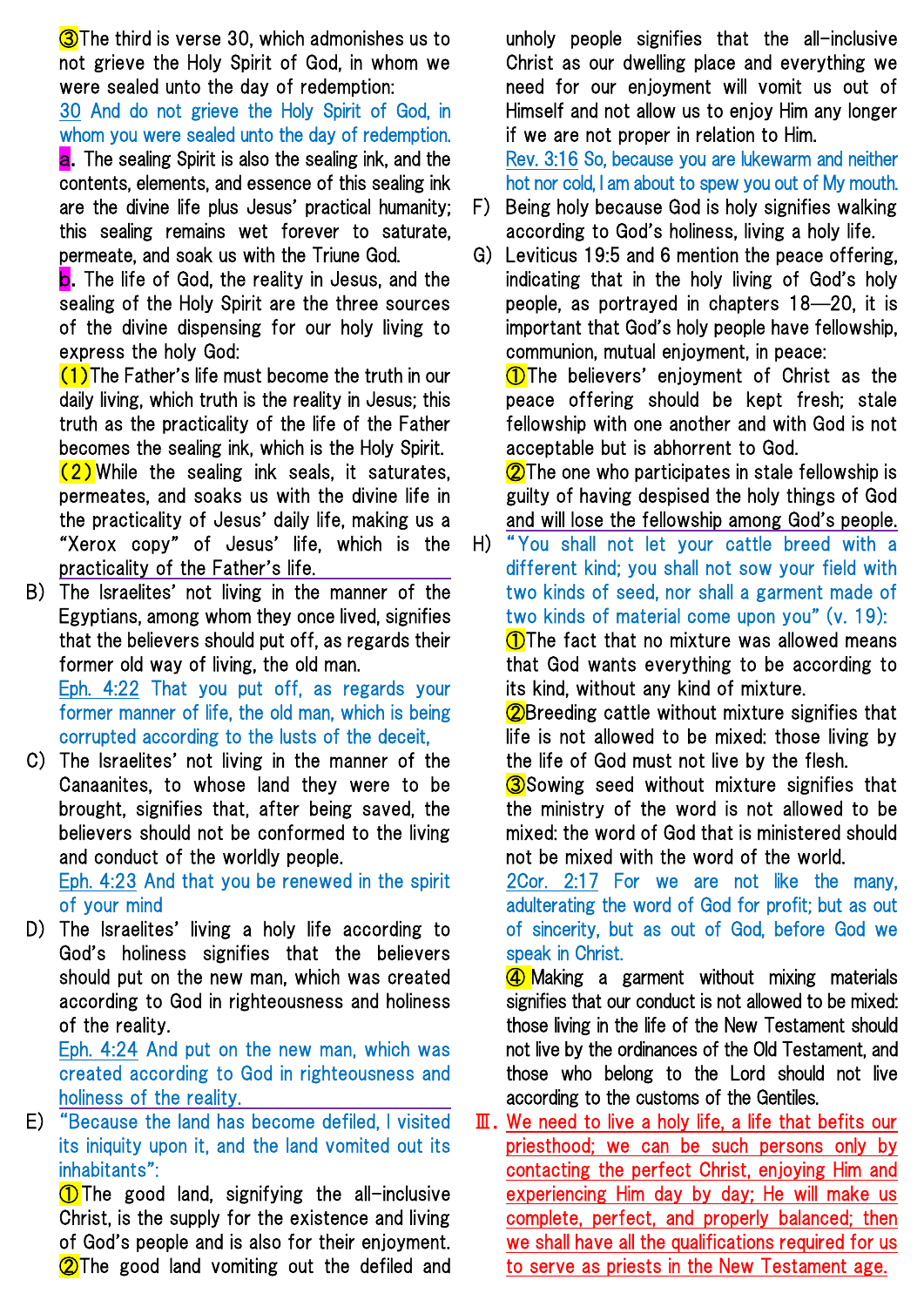③The third is verse 30, which admonishes us to not grieve the Holy Spirit of God, in whom we were sealed unto the day of redemption:

30 And do not grieve the Holy Spirit of God, in whom you were sealed unto the day of redemption.

a. The sealing Spirit is also the sealing ink, and the contents, elements, and essence of this sealing ink are the divine life plus Jesus' practical humanity; this sealing remains wet forever to saturate, permeate, and soak us with the Triune God.

b. The life of God, the reality in Jesus, and the sealing of the Holy Spirit are the three sources of the divine dispensing for our holy living to express the holy God:

(1)The Father's life must become the truth in our daily living, which truth is the reality in Jesus; this truth as the practicality of the life of the Father becomes the sealing ink, which is the Holy Spirit.

(2)While the sealing ink seals, it saturates, permeates, and soaks us with the divine life in the practicality of Jesus' daily life, making us a "Xerox copy" of Jesus' life, which is the practicality of the Father's life.

B) The Israelites' not living in the manner of the Egyptians, among whom they once lived, signifies that the believers should put off, as regards their former old way of living, the old man.

Eph. 4:22 That you put off, as regards your former manner of life, the old man, which is being corrupted according to the lusts of the deceit,

C) The Israelites' not living in the manner of the Canaanites, to whose land they were to be brought, signifies that, after being saved, the believers should not be conformed to the living and conduct of the worldly people.

Eph. 4:23 And that you be renewed in the spirit of your mind

D) The Israelites' living a holy life according to God's holiness signifies that the believers should put on the new man, which was created according to God in righteousness and holiness of the reality.

Eph. 4:24 And put on the new man, which was created according to God in righteousness and holiness of the reality.

E) "Because the land has become defiled, I visited its iniquity upon it, and the land vomited out its inhabitants":

①The good land, signifying the all-inclusive Christ, is the supply for the existence and living of God's people and is also for their enjoyment.

②The good land vomiting out the defiled and unholy people signifies that the all-inclusive Christ as our dwelling place and everything we need for our enjoyment will vomit us out of Himself and not allow us to enjoy Him any longer if we are not proper in relation to Him.

Rev. 3:16 So, because you are lukewarm and neither hot nor cold, I am about to spew you out of My mouth.

F) Being holy because God is holy signifies walking according to God's holiness, living a holy life.

G) Leviticus 19:5 and 6 mention the peace offering, indicating that in the holy living of God's holy people, as portrayed in chapters 18—20, it is important that God's holy people have fellowship, communion, mutual enjoyment, in peace:

①The believers' enjoyment of Christ as the peace offering should be kept fresh; stale fellowship with one another and with God is not acceptable but is abhorrent to God.

②The one who participates in stale fellowship is guilty of having despised the holy things of God and will lose the fellowship among God's people.

H) "You shall not let your cattle breed with a different kind; you shall not sow your field with two kinds of seed, nor shall a garment made of two kinds of material come upon you" (v. 19):

①The fact that no mixture was allowed means that God wants everything to be according to its kind, without any kind of mixture.

②Breeding cattle without mixture signifies that life is not allowed to be mixed: those living by the life of God must not live by the flesh.

③Sowing seed without mixture signifies that the ministry of the word is not allowed to be mixed: the word of God that is ministered should not be mixed with the word of the world.

2Cor. 2:17 For we are not like the many, adulterating the word of God for profit; but as out of sincerity, but as out of God, before God we speak in Christ.

④ Making a garment without mixing materials signifies that our conduct is not allowed to be mixed: those living in the life of the New Testament should not live by the ordinances of the Old Testament, and those who belong to the Lord should not live according to the customs of the Gentiles.

Ⅲ. We need to live a holy life, a life that befits our priesthood; we can be such persons only by contacting the perfect Christ, enjoying Him and experiencing Him day by day; He will make us complete, perfect, and properly balanced; then we shall have all the qualifications required for us to serve as priests in the New Testament age.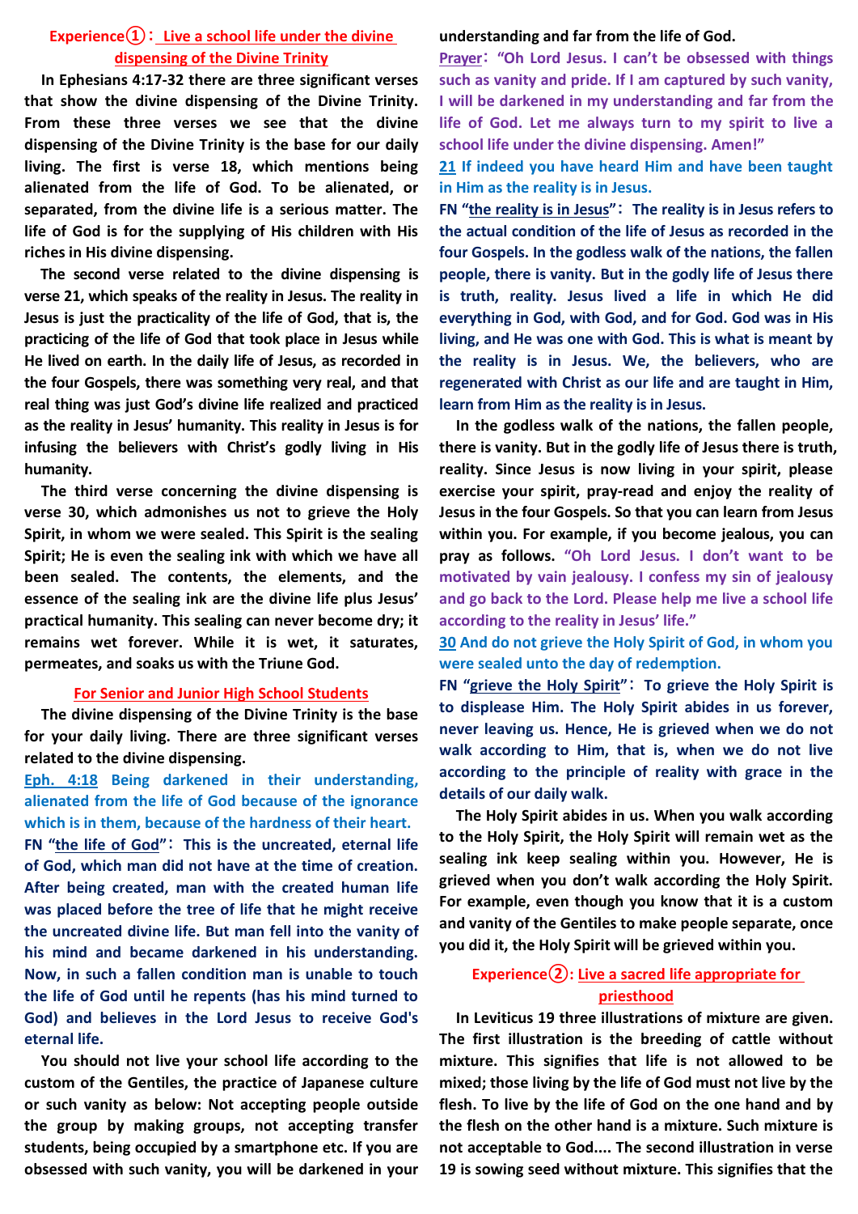## Experience①: Live a school life under the divine dispensing of the Divine Trinity

**In Ephesians 4:17-32 there are three significant verses that show the divine dispensing of the Divine Trinity. From these three verses we see that the divine dispensing of the Divine Trinity is the base for our daily living. The first is verse 18, which mentions being alienated from the life of God. To be alienated, or separated, from the divine life is a serious matter. The life of God is for the supplying of His children with His riches in His divine dispensing.**

**The second verse related to the divine dispensing is verse 21, which speaks of the reality in Jesus. The reality in Jesus is just the practicality of the life of God, that is, the practicing of the life of God that took place in Jesus while He lived on earth. In the daily life of Jesus, as recorded in the four Gospels, there was something very real, and that real thing was just God's divine life realized and practiced as the reality in Jesus' humanity. This reality in Jesus is for infusing the believers with Christ's godly living in His humanity.**

**The third verse concerning the divine dispensing is verse 30, which admonishes us not to grieve the Holy Spirit, in whom we were sealed. This Spirit is the sealing Spirit; He is even the sealing ink with which we have all been sealed. The contents, the elements, and the essence of the sealing ink are the divine life plus Jesus' practical humanity. This sealing can never become dry; it remains wet forever. While it is wet, it saturates, permeates, and soaks us with the Triune God.**

### For Senior and Junior High School Students

**The divine dispensing of the Divine Trinity is the base for your daily living. There are three significant verses related to the divine dispensing.**

**Eph. 4:18 Being darkened in their understanding, alienated from the life of God because of the ignorance which is in them, because of the hardness of their heart.**

**FN "the life of God": This is the uncreated, eternal life of God, which man did not have at the time of creation. After being created, man with the created human life was placed before the tree of life that he might receive the uncreated divine life. But man fell into the vanity of his mind and became darkened in his understanding. Now, in such a fallen condition man is unable to touch the life of God until he repents (has his mind turned to God) and believes in the Lord Jesus to receive God's eternal life.**

**You should not live your school life according to the custom of the Gentiles, the practice of Japanese culture or such vanity as below: Not accepting people outside the group by making groups, not accepting transfer students, being occupied by a smartphone etc. If you are obsessed with such vanity, you will be darkened in your understanding and far from the life of God.**

**Prayer: "Oh Lord Jesus. I can't be obsessed with things such as vanity and pride. If I am captured by such vanity, I will be darkened in my understanding and far from the life of God. Let me always turn to my spirit to live a school life under the divine dispensing. Amen!"**

**21 If indeed you have heard Him and have been taught in Him as the reality is in Jesus.**

**FN "the reality is in Jesus": The reality is in Jesus refers to the actual condition of the life of Jesus as recorded in the four Gospels. In the godless walk of the nations, the fallen people, there is vanity. But in the godly life of Jesus there is truth, reality. Jesus lived a life in which He did everything in God, with God, and for God. God was in His living, and He was one with God. This is what is meant by the reality is in Jesus. We, the believers, who are regenerated with Christ as our life and are taught in Him, learn from Him as the reality is in Jesus.**

**In the godless walk of the nations, the fallen people, there is vanity. But in the godly life of Jesus there is truth, reality. Since Jesus is now living in your spirit, please exercise your spirit, pray-read and enjoy the reality of Jesus in the four Gospels. So that you can learn from Jesus within you. For example, if you become jealous, you can pray as follows. "Oh Lord Jesus. I don't want to be motivated by vain jealousy. I confess my sin of jealousy and go back to the Lord. Please help me live a school life according to the reality in Jesus' life."**

**30 And do not grieve the Holy Spirit of God, in whom you were sealed unto the day of redemption.**

**FN "grieve the Holy Spirit": To grieve the Holy Spirit is to displease Him. The Holy Spirit abides in us forever, never leaving us. Hence, He is grieved when we do not walk according to Him, that is, when we do not live according to the principle of reality with grace in the details of our daily walk.**

**The Holy Spirit abides in us. When you walk according to the Holy Spirit, the Holy Spirit will remain wet as the sealing ink keep sealing within you. However, He is grieved when you don't walk according the Holy Spirit. For example, even though you know that it is a custom and vanity of the Gentiles to make people separate, once you did it, the Holy Spirit will be grieved within you.**

## Experience②: Live a sacred life appropriate for priesthood

**In Leviticus 19 three illustrations of mixture are given. The first illustration is the breeding of cattle without mixture. This signifies that life is not allowed to be mixed; those living by the life of God must not live by the flesh. To live by the life of God on the one hand and by the flesh on the other hand is a mixture. Such mixture is not acceptable to God.... The second illustration in verse 19 is sowing seed without mixture. This signifies that the**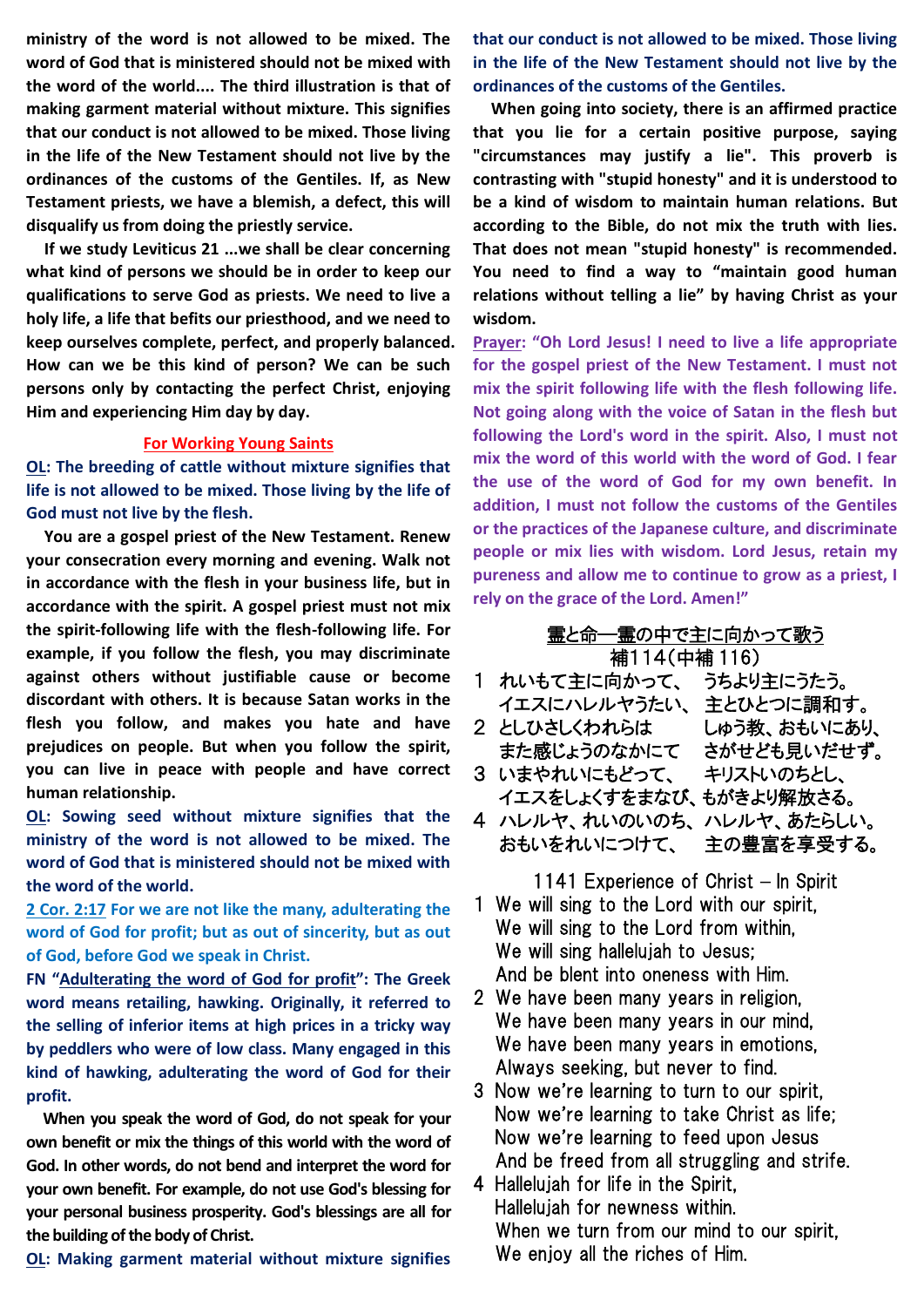ministry of the word is not allowed to be mixed. The word of God that is ministered should not be mixed with the word of the world.... The third illustration is that of making garment material without mixture. This signifies that our conduct is not allowed to be mixed. Those living in the life of the New Testament should not live by the ordinances of the customs of the Gentiles. If, as New Testament priests, we have a blemish, a defect, this will disqualify us from doing the priestly service.

If we study Leviticus 21 ...we shall be clear concerning what kind of persons we should be in order to keep our qualifications to serve God as priests. We need to live a holy life, a life that befits our priesthood, and we need to keep ourselves complete, perfect, and properly balanced. How can we be this kind of person? We can be such persons only by contacting the perfect Christ, enjoying Him and experiencing Him day by day.

## For Working Young Saints

**OL: The breeding of cattle without mixture signifies that life is not allowed to be mixed. Those living by the life of God must not live by the flesh.**

You are a gospel priest of the New Testament. Renew your consecration every morning and evening. Walk not in accordance with the flesh in your business life, but in accordance with the spirit. A gospel priest must not mix the spirit-following life with the flesh-following life. For example, if you follow the flesh, you may discriminate against others without justifiable cause or become discordant with others. It is because Satan works in the flesh you follow, and makes you hate and have prejudices on people. But when you follow the spirit, you can live in peace with people and have correct human relationship.

**OL: Sowing seed without mixture signifies that the ministry of the word is not allowed to be mixed. The word of God that is ministered should not be mixed with the word of the world.**

**2 Cor. 2:17 For we are not like the many, adulterating the word of God for profit; but as out of sincerity, but as out of God, before God we speak in Christ.**

**FN "Adulterating the word of God for profit": The Greek word means retailing, hawking. Originally, it referred to the selling of inferior items at high prices in a tricky way by peddlers who were of low class. Many engaged in this kind of hawking, adulterating the word of God for their profit.**

When you speak the word of God, do not speak for your own benefit or mix the things of this world with the word of God. In other words, do not bend and interpret the word for your own benefit. For example, do not use God's blessing for your personal business prosperity. God's blessings are all for the building of the body of Christ.

**OL: Making garment material without mixture signifies that our conduct is not allowed to be mixed. Those living in the life of the New Testament should not live by the ordinances of the customs of the Gentiles.**

When going into society, there is an affirmed practice that you lie for a certain positive purpose, saying "circumstances may justify a lie". This proverb is contrasting with "stupid honesty" and it is understood to be a kind of wisdom to maintain human relations. But according to the Bible, do not mix the truth with lies. That does not mean "stupid honesty" is recommended. You need to find a way to "maintain good human relations without telling a lie" by having Christ as your wisdom.

**Prayer: "Oh Lord Jesus! I need to live a life appropriate for the gospel priest of the New Testament. I must not mix the spirit following life with the flesh following life. Not going along with the voice of Satan in the flesh but following the Lord's word in the spirit. Also, I must not mix the word of this world with the word of God. I fear the use of the word of God for my own benefit. In addition, I must not follow the customs of the Gentiles or the practices of the Japanese culture, and discriminate people or mix lies with wisdom. Lord Jesus, retain my pureness and allow me to continue to grow as a priest, I rely on the grace of the Lord. Amen!"**

### 霊と命―霊の中で主に向かって歌う
補114（中補 116）

1　れいもて主に向かって、　うちより主にうたう。
　イエスにハレルヤうたい、　主とひとつに調和す。
2　としひさしくわれらは　　しゅう教、おもいにあり、
　また感じょうのなかにて　さがせども見いだせず。
3　いまやれいにもどって、　キリストいのちとし、
　イエスをしょくすをまなび、もがきより解放さる。
4　ハレルヤ、れいのいのち、ハレルヤ、あたらしい。
　おもいをれいにつけて、　主の豊富を享受する。

### 1141 Experience of Christ – In Spirit

1 We will sing to the Lord with our spirit,
We will sing to the Lord from within,
We will sing hallelujah to Jesus;
And be blent into oneness with Him.
2 We have been many years in religion,
We have been many years in our mind,
We have been many years in emotions,
Always seeking, but never to find.
3 Now we're learning to turn to our spirit,
Now we're learning to take Christ as life;
Now we're learning to feed upon Jesus
And be freed from all struggling and strife.
4 Hallelujah for life in the Spirit,
Hallelujah for newness within.
When we turn from our mind to our spirit,
We enjoy all the riches of Him.